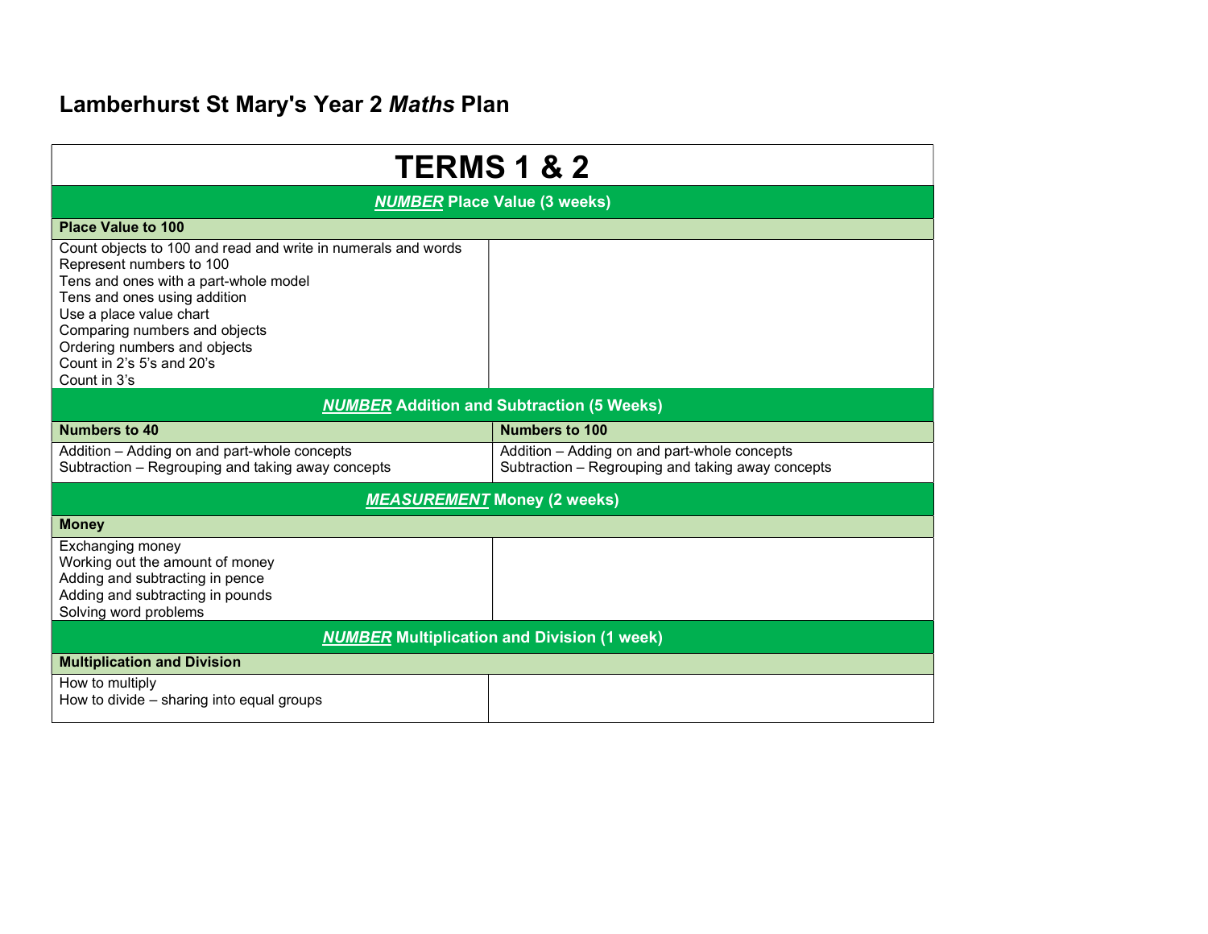# Lamberhurst St Mary's Year 2 *Maths* Plan

| TERMS 1 & 2 | |
|---|---|
| ***NUMBER*** **Place Value (3 weeks)** | |
| **Place Value to 100** | |
| Count objects to 100 and read and write in numerals and words<br>Represent numbers to 100<br>Tens and ones with a part-whole model<br>Tens and ones using addition<br>Use a place value chart<br>Comparing numbers and objects<br>Ordering numbers and objects<br>Count in 2's 5's and 20's<br>Count in 3's | |
| ***NUMBER*** **Addition and Subtraction (5 Weeks)** | |
| **Numbers to 40** | **Numbers to 100** |
| Addition – Adding on and part-whole concepts<br>Subtraction – Regrouping and taking away concepts | Addition – Adding on and part-whole concepts<br>Subtraction – Regrouping and taking away concepts |
| ***MEASUREMENT*** **Money (2 weeks)** | |
| **Money** | |
| Exchanging money<br>Working out the amount of money<br>Adding and subtracting in pence<br>Adding and subtracting in pounds<br>Solving word problems | |
| ***NUMBER*** **Multiplication and Division (1 week)** | |
| **Multiplication and Division** | |
| How to multiply<br>How to divide – sharing into equal groups | |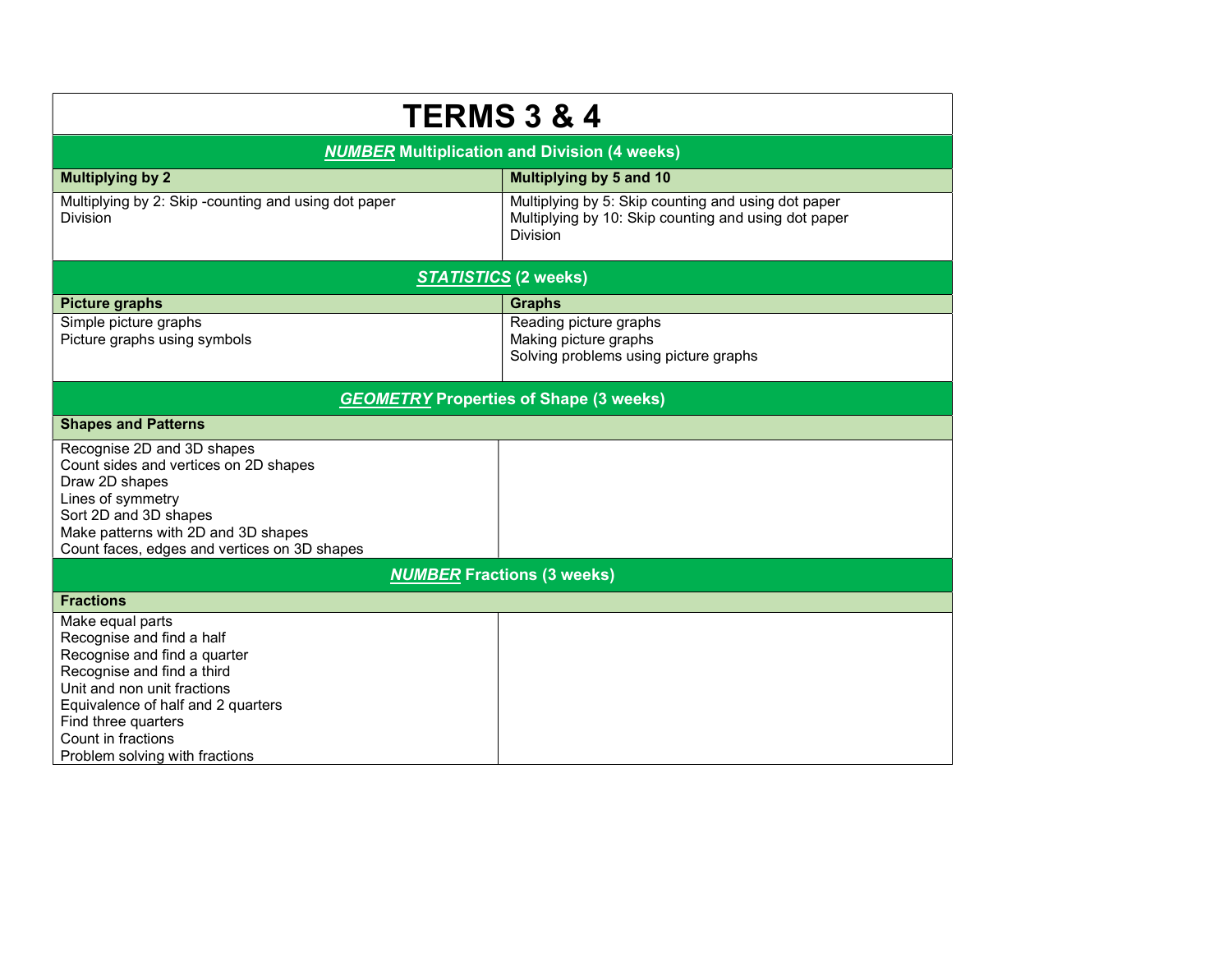# TERMS 3 & 4

| ***NUMBER*** **Multiplication and Division (4 weeks)** | |
|---|---|
| **Multiplying by 2** | **Multiplying by 5 and 10** |
| Multiplying by 2: Skip -counting and using dot paper<br>Division | Multiplying by 5: Skip counting and using dot paper<br>Multiplying by 10: Skip counting and using dot paper<br>Division |
| ***STATISTICS*** **(2 weeks)** | |
| **Picture graphs** | **Graphs** |
| Simple picture graphs<br>Picture graphs using symbols | Reading picture graphs<br>Making picture graphs<br>Solving problems using picture graphs |
| ***GEOMETRY*** **Properties of Shape (3 weeks)** | |
| **Shapes and Patterns** | |
| Recognise 2D and 3D shapes<br>Count sides and vertices on 2D shapes<br>Draw 2D shapes<br>Lines of symmetry<br>Sort 2D and 3D shapes<br>Make patterns with 2D and 3D shapes<br>Count faces, edges and vertices on 3D shapes | |
| ***NUMBER*** **Fractions (3 weeks)** | |
| **Fractions** | |
| Make equal parts<br>Recognise and find a half<br>Recognise and find a quarter<br>Recognise and find a third<br>Unit and non unit fractions<br>Equivalence of half and 2 quarters<br>Find three quarters<br>Count in fractions<br>Problem solving with fractions | |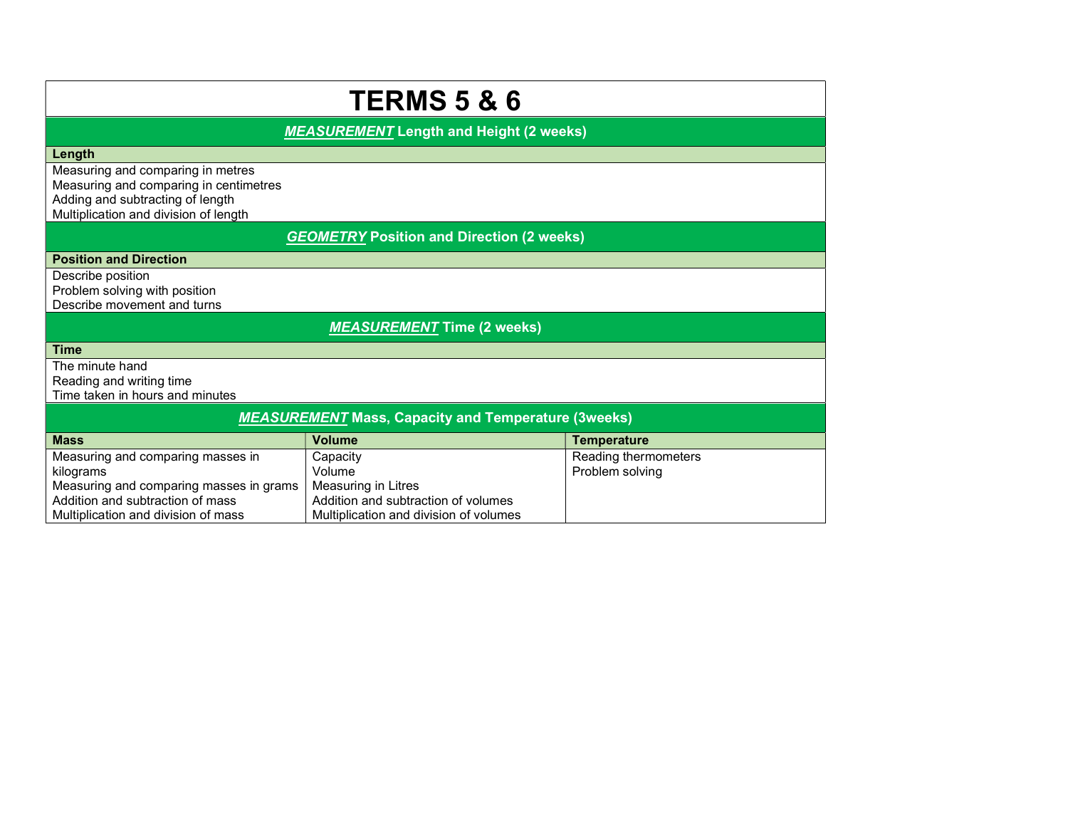# TERMS 5 & 6

## ***MEASUREMENT*** Length and Height (2 weeks)

**Length**

Measuring and comparing in metres
Measuring and comparing in centimetres
Adding and subtracting of length
Multiplication and division of length

## ***GEOMETRY*** Position and Direction (2 weeks)

**Position and Direction**

Describe position
Problem solving with position
Describe movement and turns

## ***MEASUREMENT*** Time (2 weeks)

**Time**

The minute hand
Reading and writing time
Time taken in hours and minutes

## ***MEASUREMENT*** Mass, Capacity and Temperature (3weeks)

| Mass | Volume | Temperature |
|---|---|---|
| Measuring and comparing masses in kilograms<br>Measuring and comparing masses in grams<br>Addition and subtraction of mass<br>Multiplication and division of mass | Capacity<br>Volume<br>Measuring in Litres<br>Addition and subtraction of volumes<br>Multiplication and division of volumes | Reading thermometers<br>Problem solving |